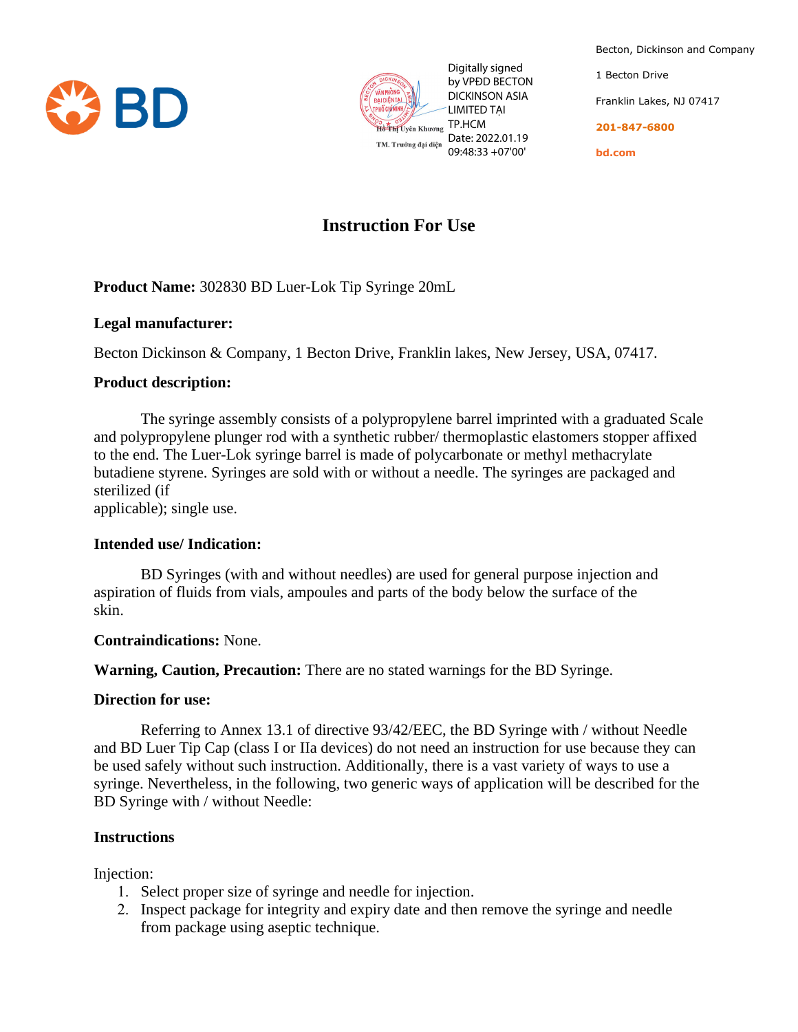Digitally signed by VPĐD BECTON DICKINSON ASIA LIMITED TẠI TP.HCM
Date: 2022.01.19 09:48:33 +07'00'

Hồ Thị Uyên Khương
TM. Trưởng đại diện

Becton, Dickinson and Company

1 Becton Drive

Franklin Lakes, NJ 07417

201-847-6800

bd.com

# Instruction For Use

**Product Name:** 302830 BD Luer-Lok Tip Syringe 20mL

**Legal manufacturer:**

Becton Dickinson & Company, 1 Becton Drive, Franklin lakes, New Jersey, USA, 07417.

**Product description:**

The syringe assembly consists of a polypropylene barrel imprinted with a graduated Scale and polypropylene plunger rod with a synthetic rubber/ thermoplastic elastomers stopper affixed to the end. The Luer-Lok syringe barrel is made of polycarbonate or methyl methacrylate butadiene styrene. Syringes are sold with or without a needle. The syringes are packaged and sterilized (if applicable); single use.

**Intended use/ Indication:**

BD Syringes (with and without needles) are used for general purpose injection and aspiration of fluids from vials, ampoules and parts of the body below the surface of the skin.

**Contraindications:** None.

**Warning, Caution, Precaution:** There are no stated warnings for the BD Syringe.

**Direction for use:**

Referring to Annex 13.1 of directive 93/42/EEC, the BD Syringe with / without Needle and BD Luer Tip Cap (class I or IIa devices) do not need an instruction for use because they can be used safely without such instruction. Additionally, there is a vast variety of ways to use a syringe. Nevertheless, in the following, two generic ways of application will be described for the BD Syringe with / without Needle:

**Instructions**

Injection:

1. Select proper size of syringe and needle for injection.
2. Inspect package for integrity and expiry date and then remove the syringe and needle from package using aseptic technique.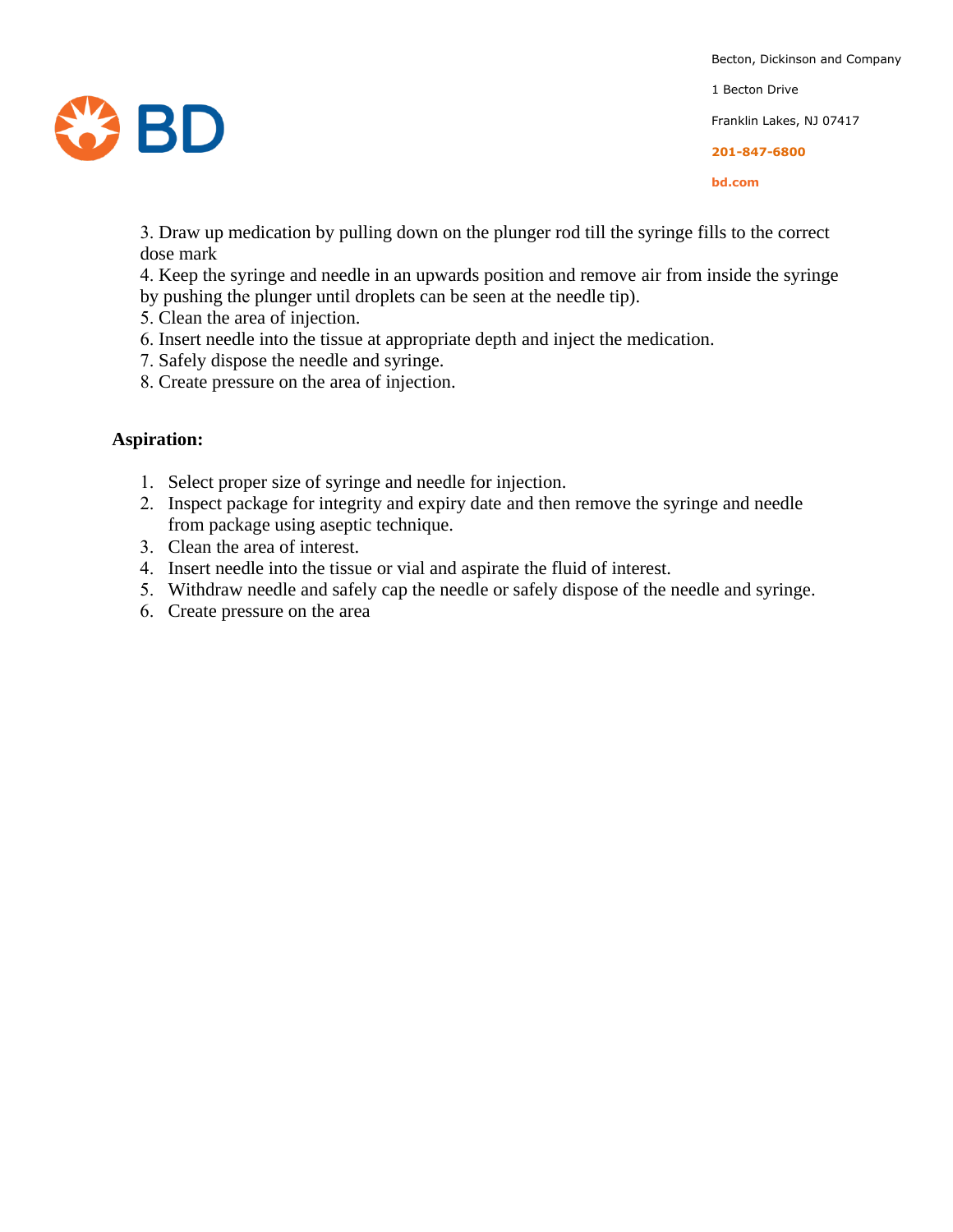3. Draw up medication by pulling down on the plunger rod till the syringe fills to the correct dose mark
4. Keep the syringe and needle in an upwards position and remove air from inside the syringe by pushing the plunger until droplets can be seen at the needle tip).
5. Clean the area of injection.
6. Insert needle into the tissue at appropriate depth and inject the medication.
7. Safely dispose the needle and syringe.
8. Create pressure on the area of injection.

**Aspiration:**

1. Select proper size of syringe and needle for injection.
2. Inspect package for integrity and expiry date and then remove the syringe and needle from package using aseptic technique.
3. Clean the area of interest.
4. Insert needle into the tissue or vial and aspirate the fluid of interest.
5. Withdraw needle and safely cap the needle or safely dispose of the needle and syringe.
6. Create pressure on the area